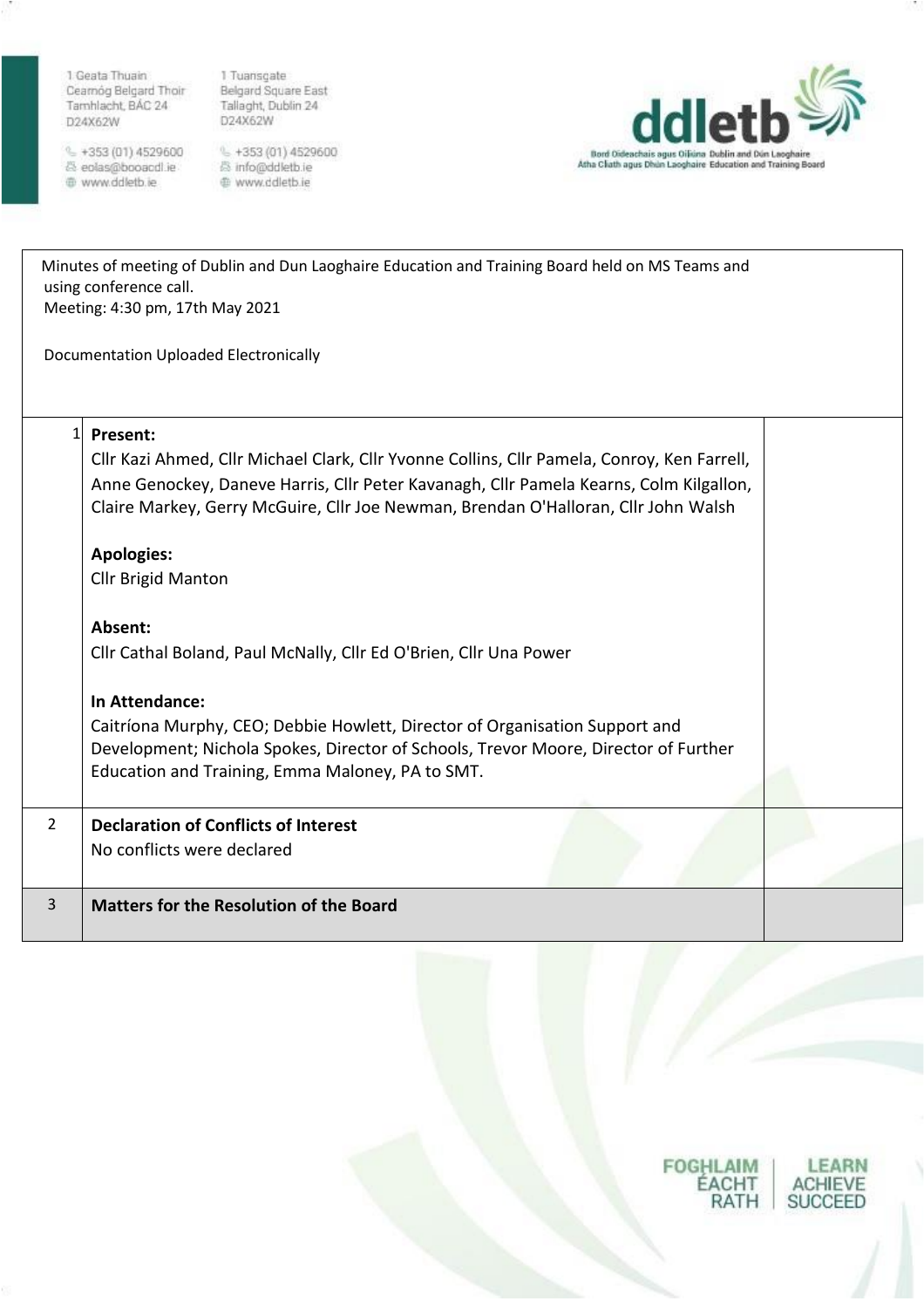1 Geata Thuain
Cearnóg Belgard Thoir
Tamhlacht, BÁC 24
D24X62W

+353 (01) 4529600
eolas@booacdl.ie
www.ddletb.ie

1 Tuansgate
Belgard Square East
Tallaght, Dublin 24
D24X62W

+353 (01) 4529600
info@ddletb.ie
www.ddletb.ie

**ddletb**
Bord Oideachais agus Oiliúna Dublin and Dún Laoghaire
Átha Cliath agus Dhún Laoghaire Education and Training Board

Minutes of meeting of Dublin and Dun Laoghaire Education and Training Board held on MS Teams and using conference call.
Meeting: 4:30 pm, 17th May 2021

Documentation Uploaded Electronically

| | | |
|---|---|---|
| 1 | **Present:**<br>Cllr Kazi Ahmed, Cllr Michael Clark, Cllr Yvonne Collins, Cllr Pamela, Conroy, Ken Farrell, Anne Genockey, Daneve Harris, Cllr Peter Kavanagh, Cllr Pamela Kearns, Colm Kilgallon, Claire Markey, Gerry McGuire, Cllr Joe Newman, Brendan O'Halloran, Cllr John Walsh<br><br>**Apologies:**<br>Cllr Brigid Manton<br><br>**Absent:**<br>Cllr Cathal Boland, Paul McNally, Cllr Ed O'Brien, Cllr Una Power<br><br>**In Attendance:**<br>Caitríona Murphy, CEO; Debbie Howlett, Director of Organisation Support and Development; Nichola Spokes, Director of Schools, Trevor Moore, Director of Further Education and Training, Emma Maloney, PA to SMT. | |
| 2 | **Declaration of Conflicts of Interest**<br>No conflicts were declared | |
| 3 | **Matters for the Resolution of the Board** | |

FOGHLAIM ÉACHT RATH | LEARN ACHIEVE SUCCEED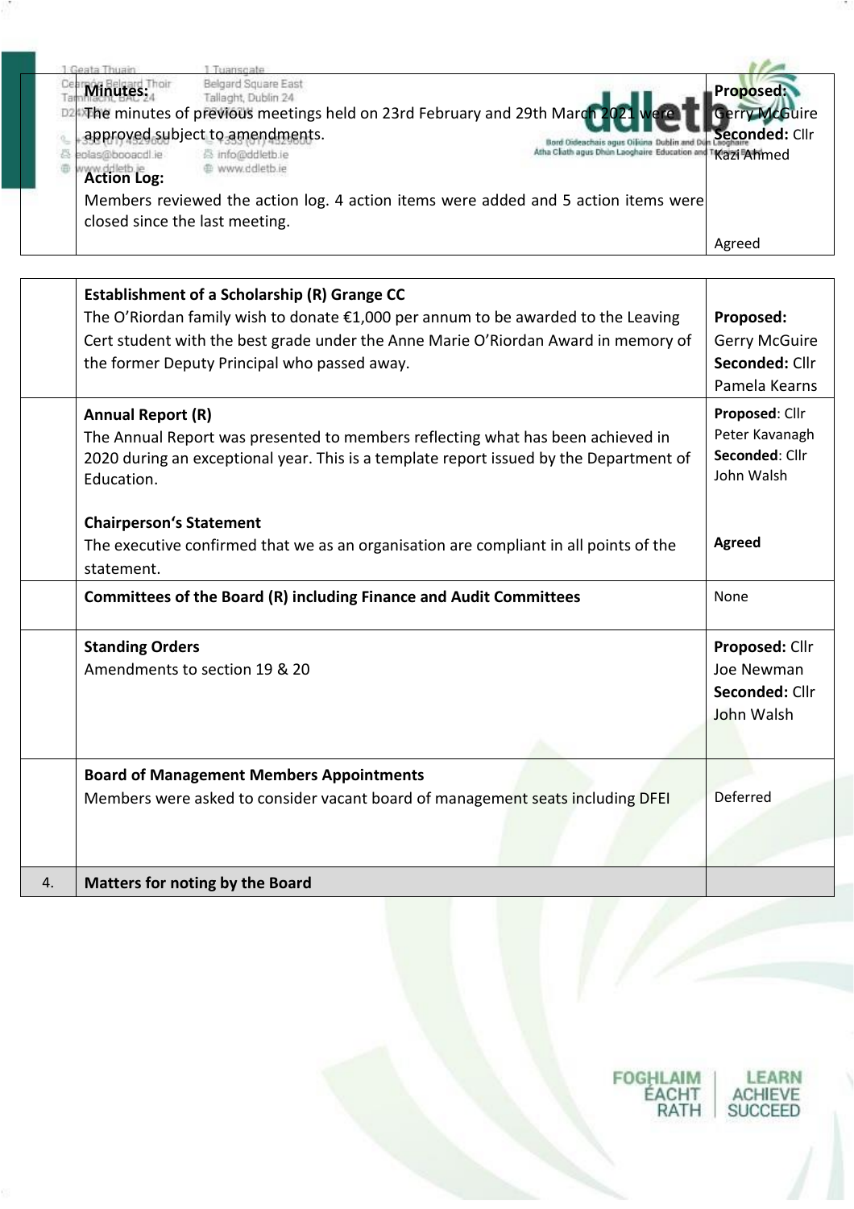| | | |
|---|---|---|
| | **Minutes:**<br>The minutes of previous meetings held on 23rd February and 29th March 2021 were approved subject to amendments.<br>**Action Log:**<br>Members reviewed the action log. 4 action items were added and 5 action items were closed since the last meeting. | **Proposed:** Gerry McGuire<br>**Seconded:** Cllr Kazi Ahmed<br><br>Agreed |

| | | |
|---|---|---|
| | **Establishment of a Scholarship (R) Grange CC**<br>The O'Riordan family wish to donate €1,000 per annum to be awarded to the Leaving Cert student with the best grade under the Anne Marie O'Riordan Award in memory of the former Deputy Principal who passed away. | **Proposed:** Gerry McGuire<br>**Seconded:** Cllr Pamela Kearns |
| | **Annual Report (R)**<br>The Annual Report was presented to members reflecting what has been achieved in 2020 during an exceptional year. This is a template report issued by the Department of Education.<br><br>**Chairperson's Statement**<br>The executive confirmed that we as an organisation are compliant in all points of the statement. | **Proposed**: Cllr Peter Kavanagh<br>**Seconded**: Cllr John Walsh<br><br>**Agreed** |
| | **Committees of the Board (R) including Finance and Audit Committees** | None |
| | **Standing Orders**<br>Amendments to section 19 & 20 | **Proposed:** Cllr Joe Newman<br>**Seconded:** Cllr John Walsh |
| | **Board of Management Members Appointments**<br>Members were asked to consider vacant board of management seats including DFEI | Deferred |
| 4. | **Matters for noting by the Board** | |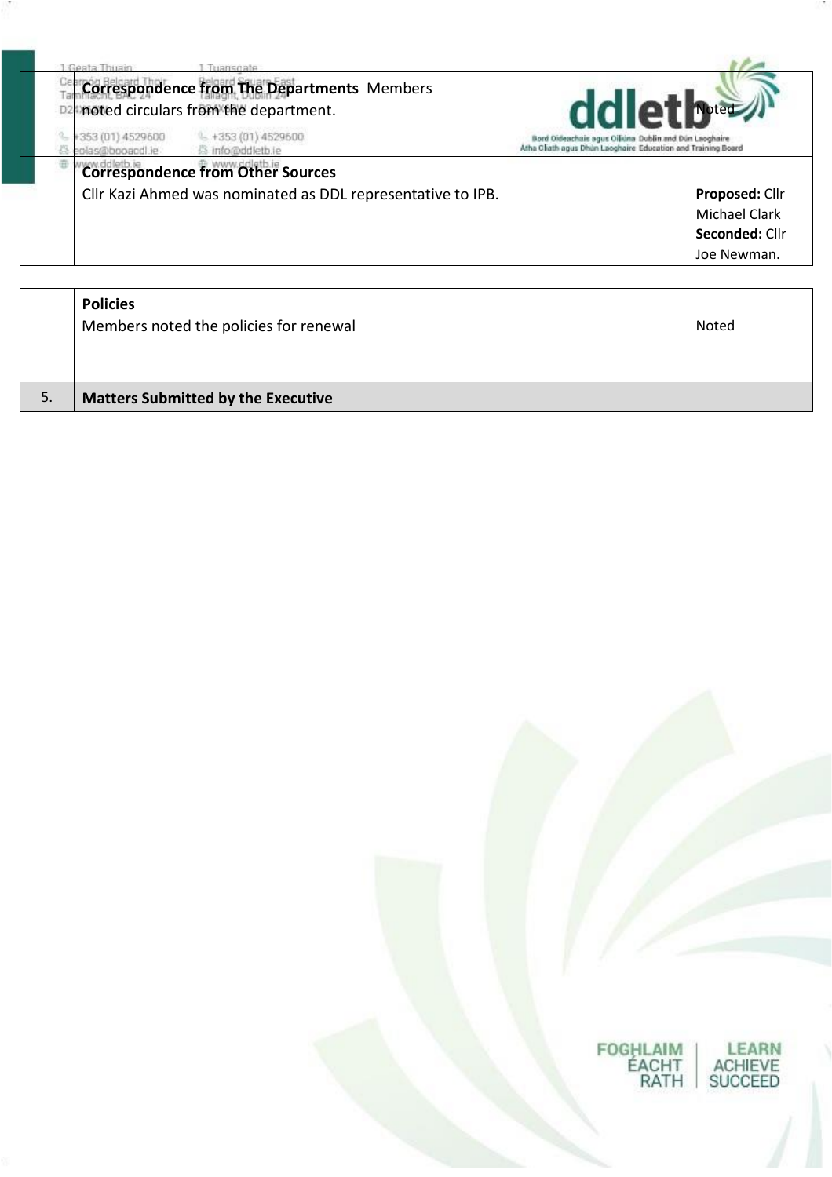| | **Correspondence from The Departments** Members noted circulars from the department. | Noted |
|---|---|---|
| | **Correspondence from Other Sources**<br>Cllr Kazi Ahmed was nominated as DDL representative to IPB. | **Proposed:** Cllr Michael Clark<br>**Seconded:** Cllr Joe Newman. |

| | **Policies**<br>Members noted the policies for renewal | Noted |
|---|---|---|
| 5. | **Matters Submitted by the Executive** | |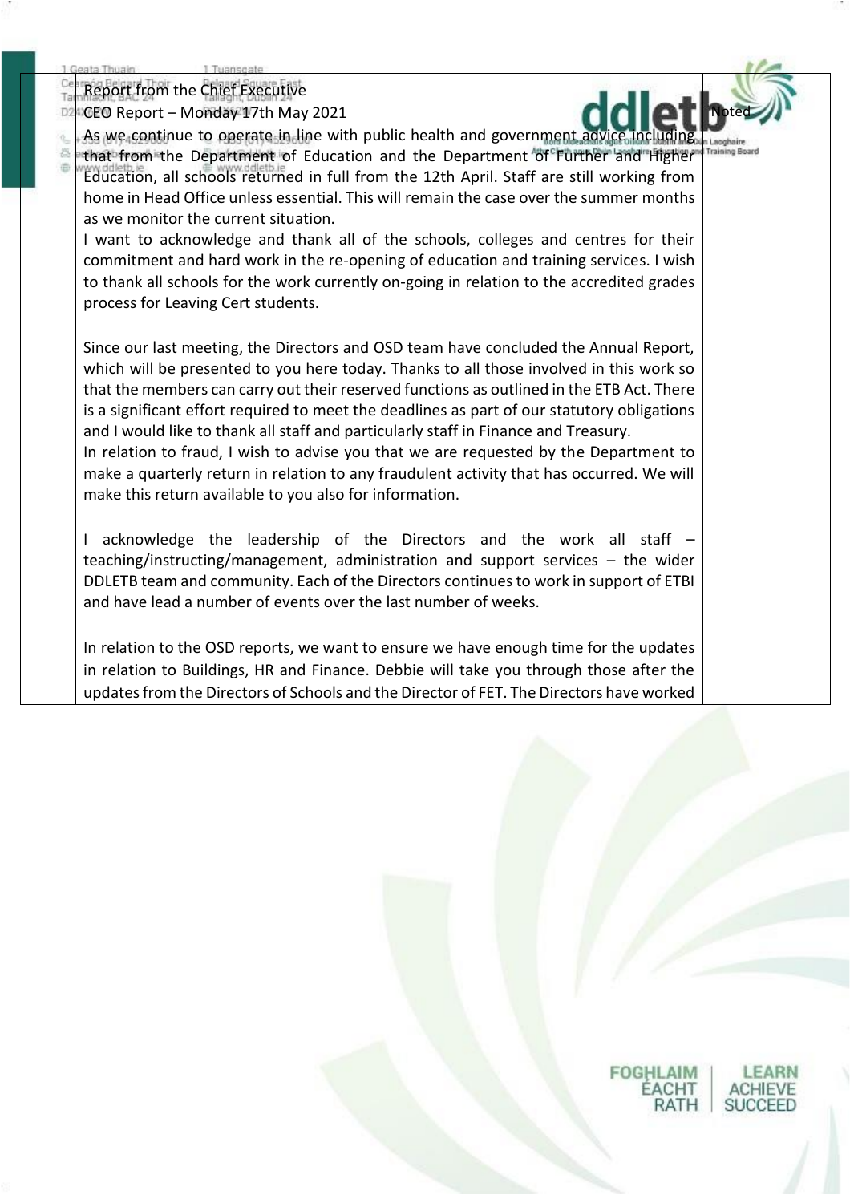| | Report from the Chief Executive<br>CEO Report – Monday 17th May 2021<br>As we continue to operate in line with public health and government advice including that from the Department of Education and the Department of Further and Higher Education, all schools returned in full from the 12th April. Staff are still working from home in Head Office unless essential. This will remain the case over the summer months as we monitor the current situation.<br>I want to acknowledge and thank all of the schools, colleges and centres for their commitment and hard work in the re-opening of education and training services. I wish to thank all schools for the work currently on-going in relation to the accredited grades process for Leaving Cert students.<br><br>Since our last meeting, the Directors and OSD team have concluded the Annual Report, which will be presented to you here today. Thanks to all those involved in this work so that the members can carry out their reserved functions as outlined in the ETB Act. There is a significant effort required to meet the deadlines as part of our statutory obligations and I would like to thank all staff and particularly staff in Finance and Treasury.<br>In relation to fraud, I wish to advise you that we are requested by the Department to make a quarterly return in relation to any fraudulent activity that has occurred. We will make this return available to you also for information.<br><br>I acknowledge the leadership of the Directors and the work all staff – teaching/instructing/management, administration and support services – the wider DDLETB team and community. Each of the Directors continues to work in support of ETBI and have lead a number of events over the last number of weeks.<br><br>In relation to the OSD reports, we want to ensure we have enough time for the updates in relation to Buildings, HR and Finance. Debbie will take you through those after the updates from the Directors of Schools and the Director of FET. The Directors have worked | Noted |
|---|---|---|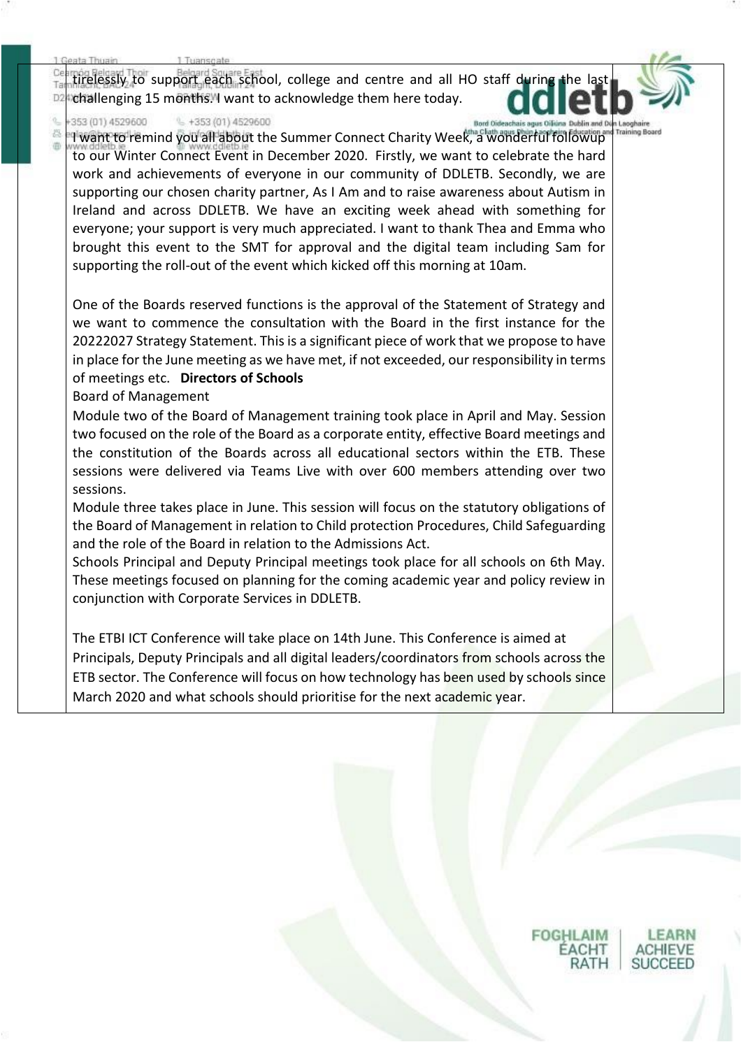tirelessly to support each school, college and centre and all HO staff during the last challenging 15 months. I want to acknowledge them here today.

I want to remind you all about the Summer Connect Charity Week, a wonderful followup to our Winter Connect Event in December 2020. Firstly, we want to celebrate the hard work and achievements of everyone in our community of DDLETB. Secondly, we are supporting our chosen charity partner, As I Am and to raise awareness about Autism in Ireland and across DDLETB. We have an exciting week ahead with something for everyone; your support is very much appreciated. I want to thank Thea and Emma who brought this event to the SMT for approval and the digital team including Sam for supporting the roll-out of the event which kicked off this morning at 10am.

One of the Boards reserved functions is the approval of the Statement of Strategy and we want to commence the consultation with the Board in the first instance for the 20222027 Strategy Statement. This is a significant piece of work that we propose to have in place for the June meeting as we have met, if not exceeded, our responsibility in terms of meetings etc. **Directors of Schools**

Board of Management

Module two of the Board of Management training took place in April and May. Session two focused on the role of the Board as a corporate entity, effective Board meetings and the constitution of the Boards across all educational sectors within the ETB. These sessions were delivered via Teams Live with over 600 members attending over two sessions.

Module three takes place in June. This session will focus on the statutory obligations of the Board of Management in relation to Child protection Procedures, Child Safeguarding and the role of the Board in relation to the Admissions Act.

Schools Principal and Deputy Principal meetings took place for all schools on 6th May. These meetings focused on planning for the coming academic year and policy review in conjunction with Corporate Services in DDLETB.

The ETBI ICT Conference will take place on 14th June. This Conference is aimed at Principals, Deputy Principals and all digital leaders/coordinators from schools across the ETB sector. The Conference will focus on how technology has been used by schools since March 2020 and what schools should prioritise for the next academic year.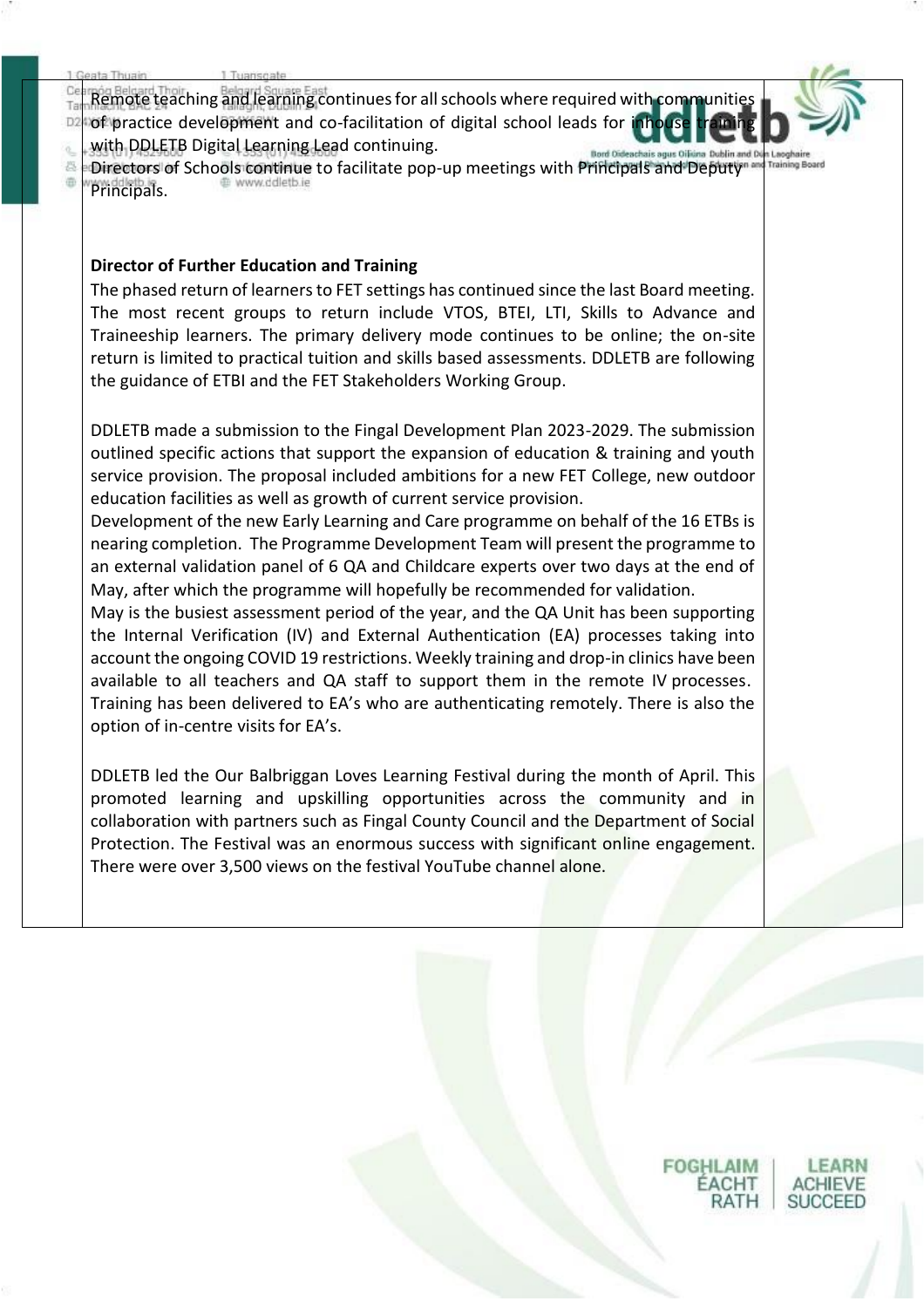Remote teaching and learning continues for all schools where required with communities of practice development and co-facilitation of digital school leads for inhouse training with DDLETB Digital Learning Lead continuing.
Directors of Schools continue to facilitate pop-up meetings with Principals and Deputy Principals.

**Director of Further Education and Training**

The phased return of learners to FET settings has continued since the last Board meeting. The most recent groups to return include VTOS, BTEI, LTI, Skills to Advance and Traineeship learners. The primary delivery mode continues to be online; the on-site return is limited to practical tuition and skills based assessments. DDLETB are following the guidance of ETBI and the FET Stakeholders Working Group.

DDLETB made a submission to the Fingal Development Plan 2023-2029. The submission outlined specific actions that support the expansion of education & training and youth service provision. The proposal included ambitions for a new FET College, new outdoor education facilities as well as growth of current service provision.
Development of the new Early Learning and Care programme on behalf of the 16 ETBs is nearing completion. The Programme Development Team will present the programme to an external validation panel of 6 QA and Childcare experts over two days at the end of May, after which the programme will hopefully be recommended for validation.
May is the busiest assessment period of the year, and the QA Unit has been supporting the Internal Verification (IV) and External Authentication (EA) processes taking into account the ongoing COVID 19 restrictions. Weekly training and drop-in clinics have been available to all teachers and QA staff to support them in the remote IV processes. Training has been delivered to EA's who are authenticating remotely. There is also the option of in-centre visits for EA's.

DDLETB led the Our Balbriggan Loves Learning Festival during the month of April. This promoted learning and upskilling opportunities across the community and in collaboration with partners such as Fingal County Council and the Department of Social Protection. The Festival was an enormous success with significant online engagement. There were over 3,500 views on the festival YouTube channel alone.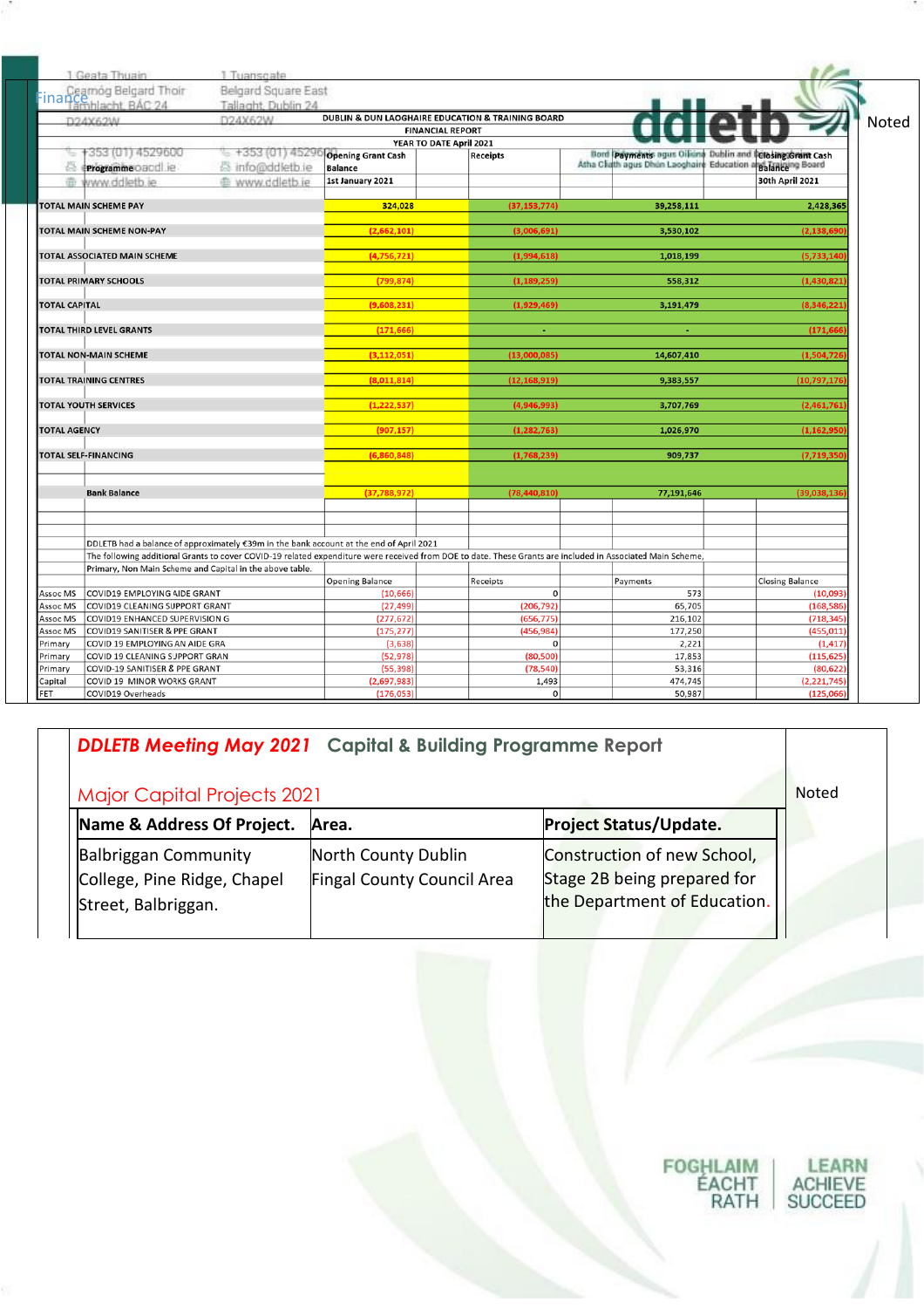Finance

**DUBLIN & DUN LAOGHAIRE EDUCATION & TRAINING BOARD**
**FINANCIAL REPORT**
**YEAR TO DATE April 2021**

Noted

| Programme | Opening Grant Cash Balance 1st January 2021 | Receipts | Payments | Closing Grant Cash Balance 30th April 2021 |
|---|---|---|---|---|
| TOTAL MAIN SCHEME PAY | 324,028 | (37,153,774) | 39,258,111 | 2,428,365 |
| TOTAL MAIN SCHEME NON-PAY | (2,662,101) | (3,006,691) | 3,530,102 | (2,138,690) |
| TOTAL ASSOCIATED MAIN SCHEME | (4,756,721) | (1,994,618) | 1,018,199 | (5,733,140) |
| TOTAL PRIMARY SCHOOLS | (799,874) | (1,189,259) | 558,312 | (1,430,821) |
| TOTAL CAPITAL | (9,608,231) | (1,929,469) | 3,191,479 | (8,346,221) |
| TOTAL THIRD LEVEL GRANTS | (171,666) | - | - | (171,666) |
| TOTAL NON-MAIN SCHEME | (3,112,051) | (13,000,085) | 14,607,410 | (1,504,726) |
| TOTAL TRAINING CENTRES | (8,011,814) | (12,168,919) | 9,383,557 | (10,797,176) |
| TOTAL YOUTH SERVICES | (1,222,537) | (4,946,993) | 3,707,769 | (2,461,761) |
| TOTAL AGENCY | (907,157) | (1,282,763) | 1,026,970 | (1,162,950) |
| TOTAL SELF-FINANCING | (6,860,848) | (1,768,239) | 909,737 | (7,719,350) |
| Bank Balance | (37,788,972) | (78,440,810) | 77,191,646 | (39,038,136) |

DDLETB had a balance of approximately €39m in the bank account at the end of April 2021

The following additional Grants to cover COVID-19 related expenditure were received from DOE to date. These Grants are included in Associated Main Scheme, Primary, Non Main Scheme and Capital in the above table.

| | | Opening Balance | Receipts | Payments | Closing Balance |
|---|---|---|---|---|---|
| Assoc MS | COVID19 EMPLOYING AIDE GRANT | (10,666) | 0 | 573 | (10,093) |
| Assoc MS | COVID19 CLEANING SUPPORT GRANT | (27,499) | (206,792) | 65,705 | (168,586) |
| Assoc MS | COVID19 ENHANCED SUPERVISION G | (277,672) | (656,775) | 216,102 | (718,345) |
| Assoc MS | COVID19 SANITISER & PPE GRANT | (175,277) | (456,984) | 177,250 | (455,011) |
| Primary | COVID 19 EMPLOYING AN AIDE GRA | (3,638) | 0 | 2,221 | (1,417) |
| Primary | COVID 19 CLEANING SUPPORT GRAN | (52,978) | (80,500) | 17,853 | (115,625) |
| Primary | COVID-19 SANITISER & PPE GRANT | (55,398) | (78,540) | 53,316 | (80,622) |
| Capital | COVID 19 MINOR WORKS GRANT | (2,697,983) | 1,493 | 474,745 | (2,221,745) |
| FET | COVID19 Overheads | (176,053) | 0 | 50,987 | (125,066) |

## *DDLETB Meeting May 2021* Capital & Building Programme Report

Noted

### Major Capital Projects 2021

| Name & Address Of Project. | Area. | Project Status/Update. |
|---|---|---|
| Balbriggan Community College, Pine Ridge, Chapel Street, Balbriggan. | North County Dublin Fingal County Council Area | Construction of new School, Stage 2B being prepared for the Department of Education. |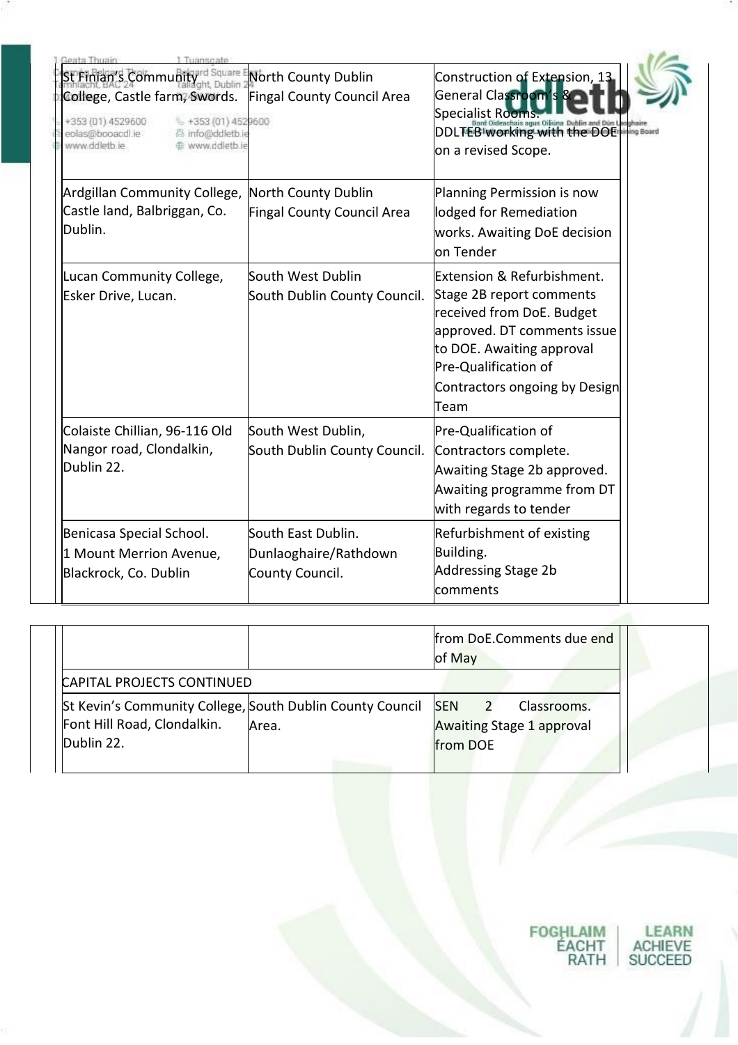| | | |
|---|---|---|
| St Finian's Community College, Castle farm, Swords. | North County Dublin Fingal County Council Area | Construction of Extension, 13 General Classroom's & Specialist Rooms. DDLTEB working with the DOE on a revised Scope. |
| Ardgillan Community College, Castle land, Balbriggan, Co. Dublin. | North County Dublin Fingal County Council Area | Planning Permission is now lodged for Remediation works. Awaiting DoE decision on Tender |
| Lucan Community College, Esker Drive, Lucan. | South West Dublin South Dublin County Council. | Extension & Refurbishment. Stage 2B report comments received from DoE. Budget approved. DT comments issue to DOE. Awaiting approval Pre-Qualification of Contractors ongoing by Design Team |
| Colaiste Chillian, 96-116 Old Nangor road, Clondalkin, Dublin 22. | South West Dublin, South Dublin County Council. | Pre-Qualification of Contractors complete. Awaiting Stage 2b approved. Awaiting programme from DT with regards to tender |
| Benicasa Special School. 1 Mount Merrion Avenue, Blackrock, Co. Dublin | South East Dublin. Dunlaoghaire/Rathdown County Council. | Refurbishment of existing Building. Addressing Stage 2b comments from DoE.Comments due end of May |
| CAPITAL PROJECTS CONTINUED | | |
| St Kevin's Community College, Font Hill Road, Clondalkin. Dublin 22. | South Dublin County Council Area. | SEN 2 Classrooms. Awaiting Stage 1 approval from DOE |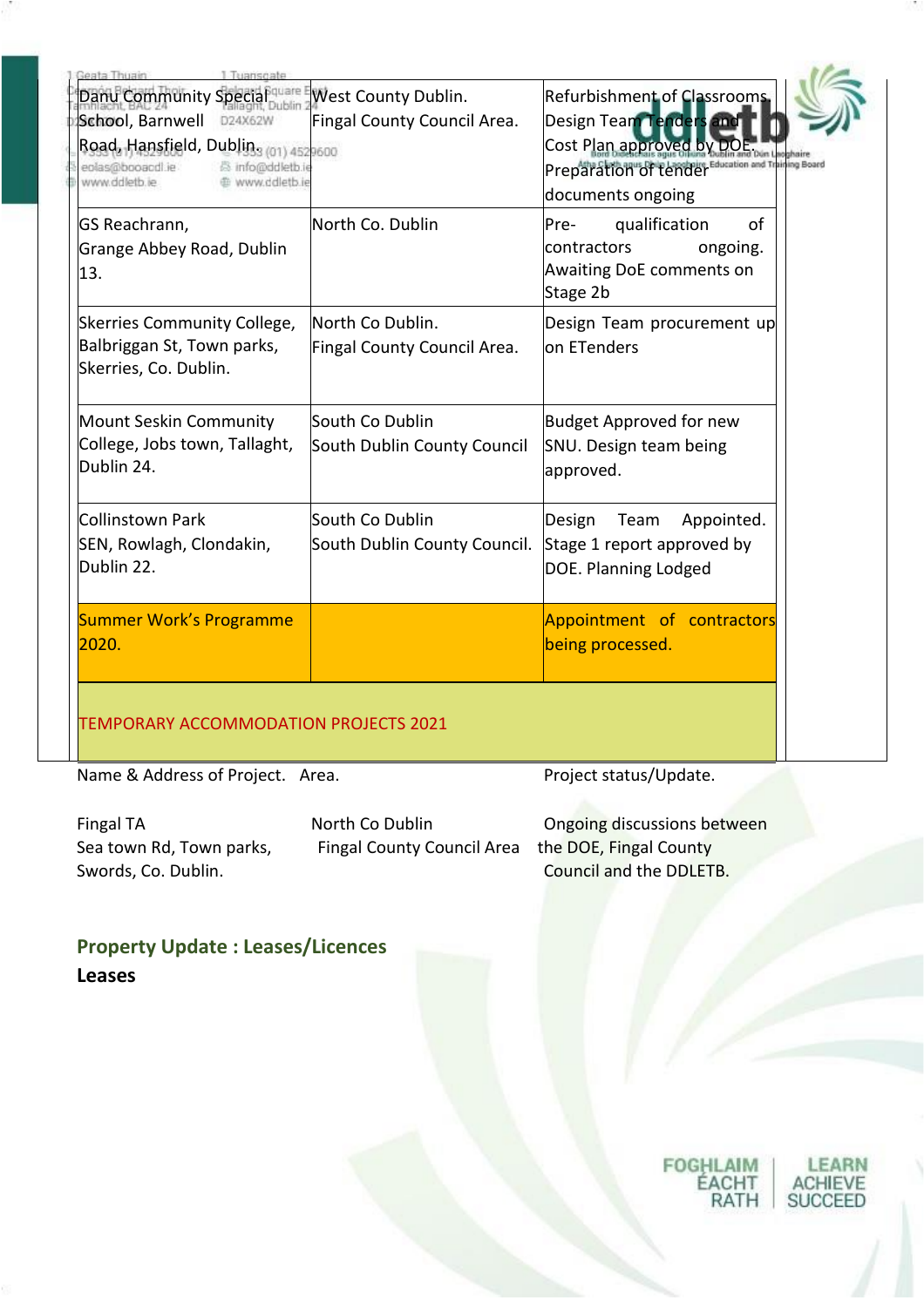| | | |
|---|---|---|
| Danu Community Special School, Barnwell Road, Hansfield, Dublin. | West County Dublin. Fingal County Council Area. | Refurbishment of Classrooms. Design Team Tenders and Cost Plan approved by DOE. Preparation of tender documents ongoing |
| GS Reachrann, Grange Abbey Road, Dublin 13. | North Co. Dublin | Pre- qualification of contractors ongoing. Awaiting DoE comments on Stage 2b |
| Skerries Community College, Balbriggan St, Town parks, Skerries, Co. Dublin. | North Co Dublin. Fingal County Council Area. | Design Team procurement up on ETenders |
| Mount Seskin Community College, Jobs town, Tallaght, Dublin 24. | South Co Dublin South Dublin County Council | Budget Approved for new SNU. Design team being approved. |
| Collinstown Park SEN, Rowlagh, Clondakin, Dublin 22. | South Co Dublin South Dublin County Council. | Design Team Appointed. Stage 1 report approved by DOE. Planning Lodged |
| Summer Work's Programme 2020. | | Appointment of contractors being processed. |
| TEMPORARY ACCOMMODATION PROJECTS 2021 | | |

| Name & Address of Project. | Area. | Project status/Update. |
|---|---|---|
| Fingal TA Sea town Rd, Town parks, Swords, Co. Dublin. | North Co Dublin Fingal County Council Area | Ongoing discussions between the DOE, Fingal County Council and the DDLETB. |

## Property Update : Leases/Licences

**Leases**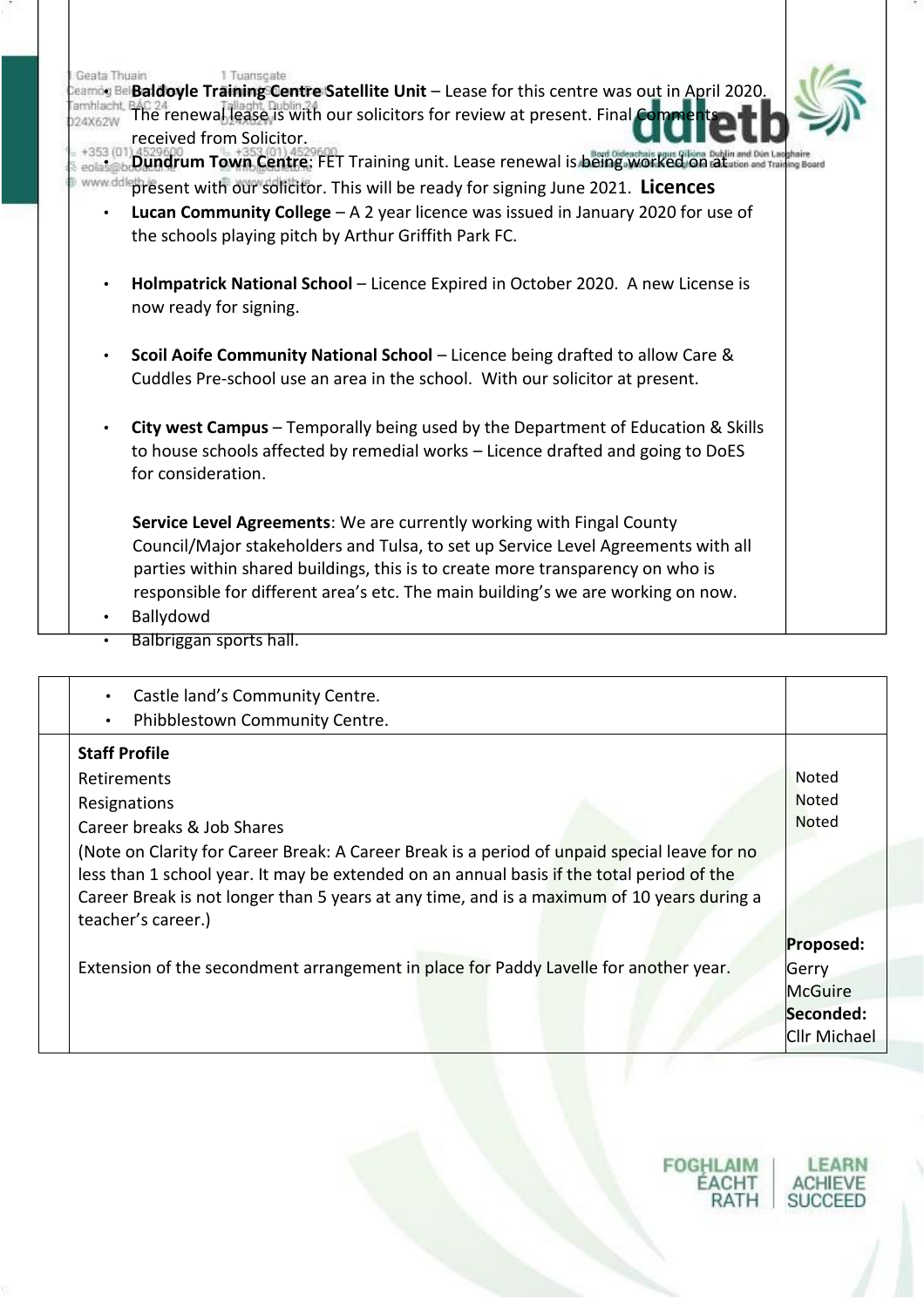- **Baldoyle Training Centre Satellite Unit** – Lease for this centre was out in April 2020. The renewal lease is with our solicitors for review at present. Final Comments received from Solicitor.
- **Dundrum Town Centre**: FET Training unit. Lease renewal is being worked on at present with our solicitor. This will be ready for signing June 2021.

**Licences**

- **Lucan Community College** – A 2 year licence was issued in January 2020 for use of the schools playing pitch by Arthur Griffith Park FC.
- **Holmpatrick National School** – Licence Expired in October 2020. A new License is now ready for signing.
- **Scoil Aoife Community National School** – Licence being drafted to allow Care & Cuddles Pre-school use an area in the school. With our solicitor at present.
- **City west Campus** – Temporally being used by the Department of Education & Skills to house schools affected by remedial works – Licence drafted and going to DoES for consideration.

**Service Level Agreements**: We are currently working with Fingal County Council/Major stakeholders and Tulsa, to set up Service Level Agreements with all parties within shared buildings, this is to create more transparency on who is responsible for different area's etc. The main building's we are working on now.

- Ballydowd
- Balbriggan sports hall.
- Castle land's Community Centre.
- Phibblestown Community Centre.

| | |
|---|---|
| **Staff Profile** | |
| Retirements | Noted |
| Resignations | Noted |
| Career breaks & Job Shares | Noted |
| (Note on Clarity for Career Break: A Career Break is a period of unpaid special leave for no less than 1 school year. It may be extended on an annual basis if the total period of the Career Break is not longer than 5 years at any time, and is a maximum of 10 years during a teacher's career.) | |
| Extension of the secondment arrangement in place for Paddy Lavelle for another year. | **Proposed:** Gerry McGuire **Seconded:** Cllr Michael |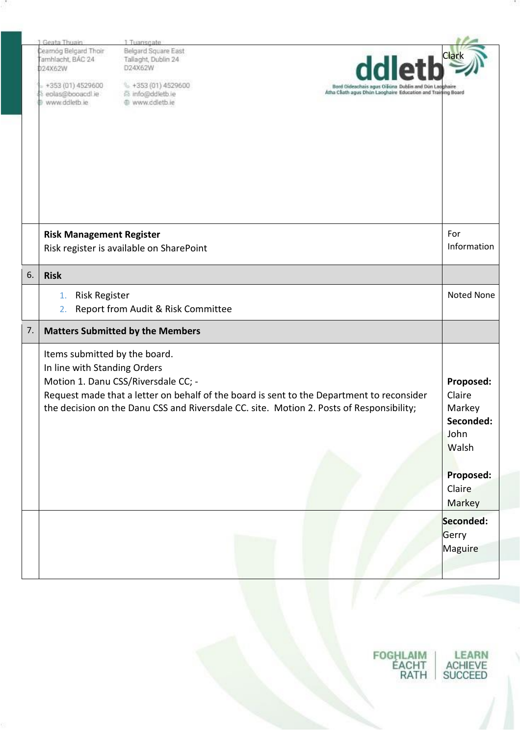| | | Clark |
|---|---|---|
| | **Risk Management Register**<br>Risk register is available on SharePoint | For Information |
| 6. | **Risk** | |
| | 1. Risk Register<br>2. Report from Audit & Risk Committee | Noted None |
| 7. | **Matters Submitted by the Members** | |
| | Items submitted by the board.<br>In line with Standing Orders<br>Motion 1. Danu CSS/Riversdale CC; -<br>Request made that a letter on behalf of the board is sent to the Department to reconsider the decision on the Danu CSS and Riversdale CC. site. Motion 2. Posts of Responsibility; | **Proposed:** Claire Markey<br>**Seconded:** John Walsh<br><br>**Proposed:** Claire Markey |
| | | **Seconded:** Gerry Maguire |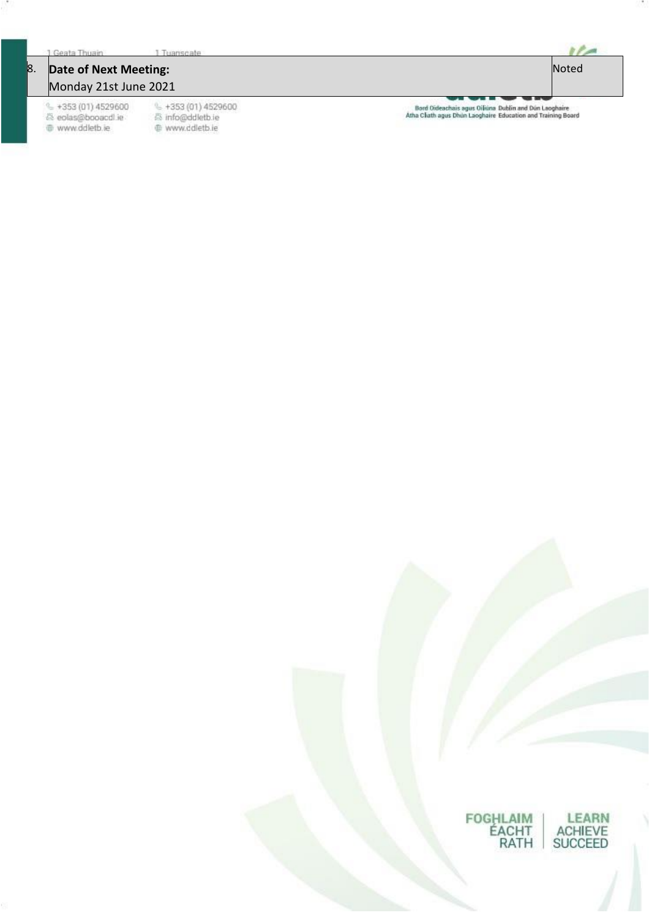| | | |
|---|---|---|
| 8. | **Date of Next Meeting:**<br>Monday 21st June 2021 | Noted |